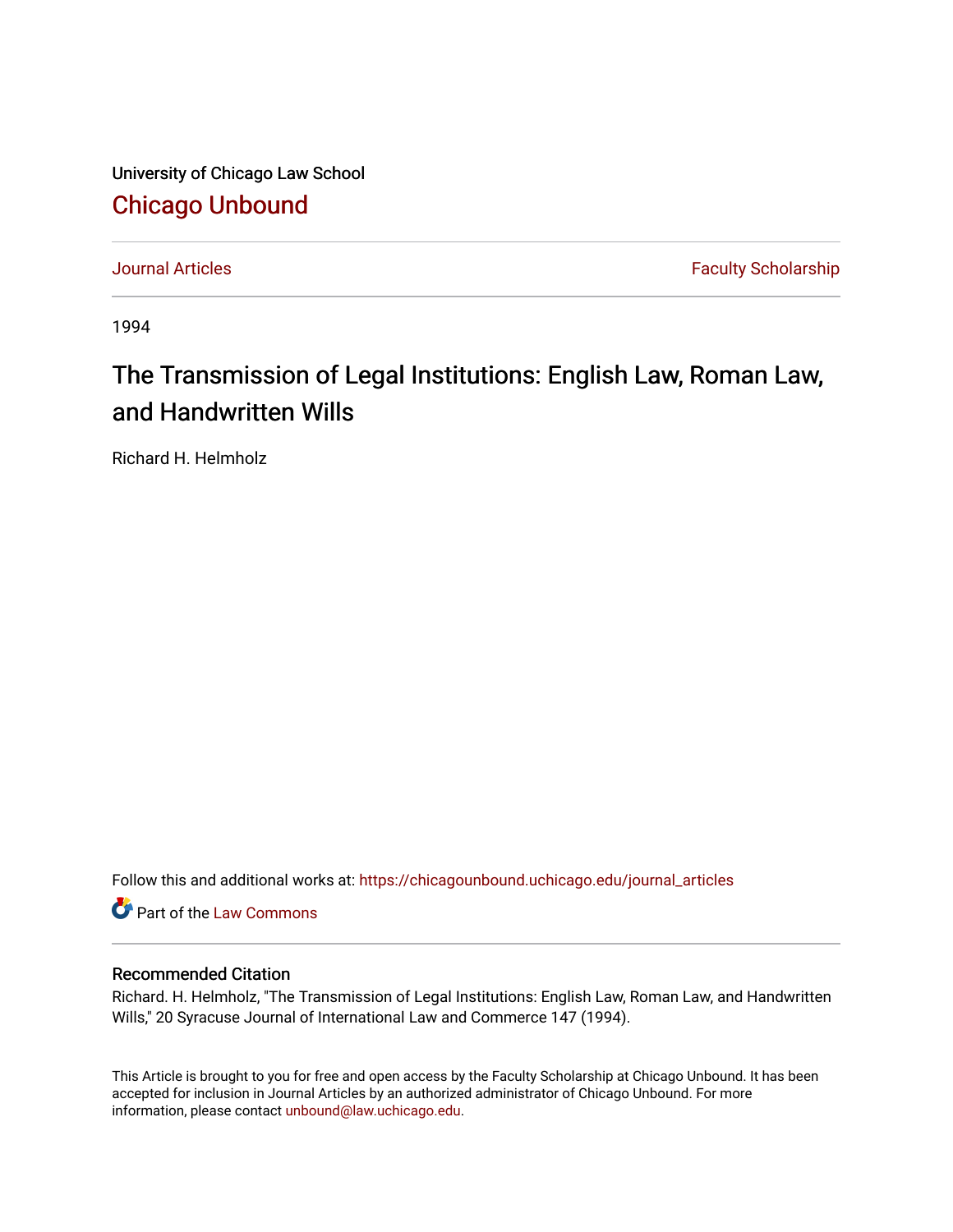University of Chicago Law School

# Chicago Unbound

Journal Articles | Faculty Scholarship

1994

## The Transmission of Legal Institutions: English Law, Roman Law, and Handwritten Wills

Richard H. Helmholz

Follow this and additional works at: https://chicagounbound.uchicago.edu/journal_articles

Part of the Law Commons

### Recommended Citation

Richard. H. Helmholz, "The Transmission of Legal Institutions: English Law, Roman Law, and Handwritten Wills," 20 Syracuse Journal of International Law and Commerce 147 (1994).

This Article is brought to you for free and open access by the Faculty Scholarship at Chicago Unbound. It has been accepted for inclusion in Journal Articles by an authorized administrator of Chicago Unbound. For more information, please contact unbound@law.uchicago.edu.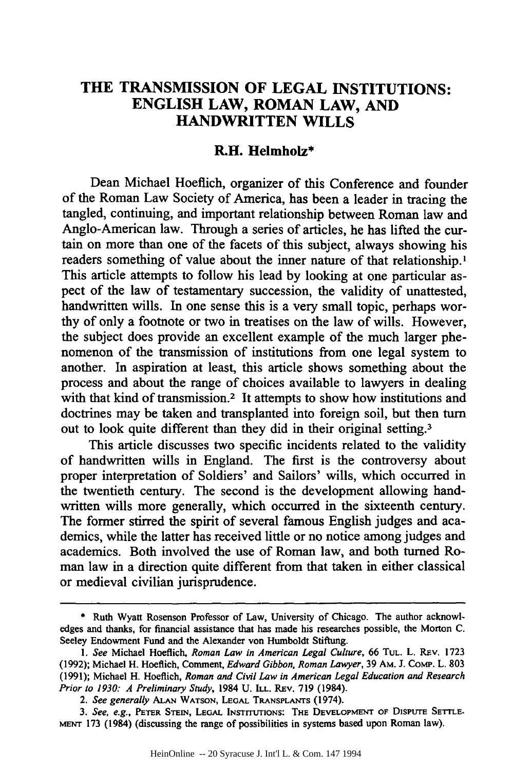# THE TRANSMISSION OF LEGAL INSTITUTIONS: ENGLISH LAW, ROMAN LAW, AND HANDWRITTEN WILLS

## R.H. Helmholz*

Dean Michael Hoeflich, organizer of this Conference and founder of the Roman Law Society of America, has been a leader in tracing the tangled, continuing, and important relationship between Roman law and Anglo-American law. Through a series of articles, he has lifted the curtain on more than one of the facets of this subject, always showing his readers something of value about the inner nature of that relationship.[1] This article attempts to follow his lead by looking at one particular aspect of the law of testamentary succession, the validity of unattested, handwritten wills. In one sense this is a very small topic, perhaps worthy of only a footnote or two in treatises on the law of wills. However, the subject does provide an excellent example of the much larger phenomenon of the transmission of institutions from one legal system to another. In aspiration at least, this article shows something about the process and about the range of choices available to lawyers in dealing with that kind of transmission.[2] It attempts to show how institutions and doctrines may be taken and transplanted into foreign soil, but then turn out to look quite different than they did in their original setting.[3]

This article discusses two specific incidents related to the validity of handwritten wills in England. The first is the controversy about proper interpretation of Soldiers' and Sailors' wills, which occurred in the twentieth century. The second is the development allowing handwritten wills more generally, which occurred in the sixteenth century. The former stirred the spirit of several famous English judges and academics, while the latter has received little or no notice among judges and academics. Both involved the use of Roman law, and both turned Roman law in a direction quite different from that taken in either classical or medieval civilian jurisprudence.

---

\* Ruth Wyatt Rosenson Professor of Law, University of Chicago. The author acknowledges and thanks, for financial assistance that has made his researches possible, the Morton C. Seeley Endowment Fund and the Alexander von Humboldt Stiftung.

1. *See* Michael Hoeflich, *Roman Law in American Legal Culture*, 66 TUL. L. REV. 1723 (1992); Michael H. Hoeflich, Comment, *Edward Gibbon, Roman Lawyer*, 39 AM. J. COMP. L. 803 (1991); Michael H. Hoeflich, *Roman and Civil Law in American Legal Education and Research Prior to 1930: A Preliminary Study*, 1984 U. ILL. REV. 719 (1984).

2. *See generally* ALAN WATSON, LEGAL TRANSPLANTS (1974).

3. *See, e.g.*, PETER STEIN, LEGAL INSTITUTIONS: THE DEVELOPMENT OF DISPUTE SETTLEMENT 173 (1984) (discussing the range of possibilities in systems based upon Roman law).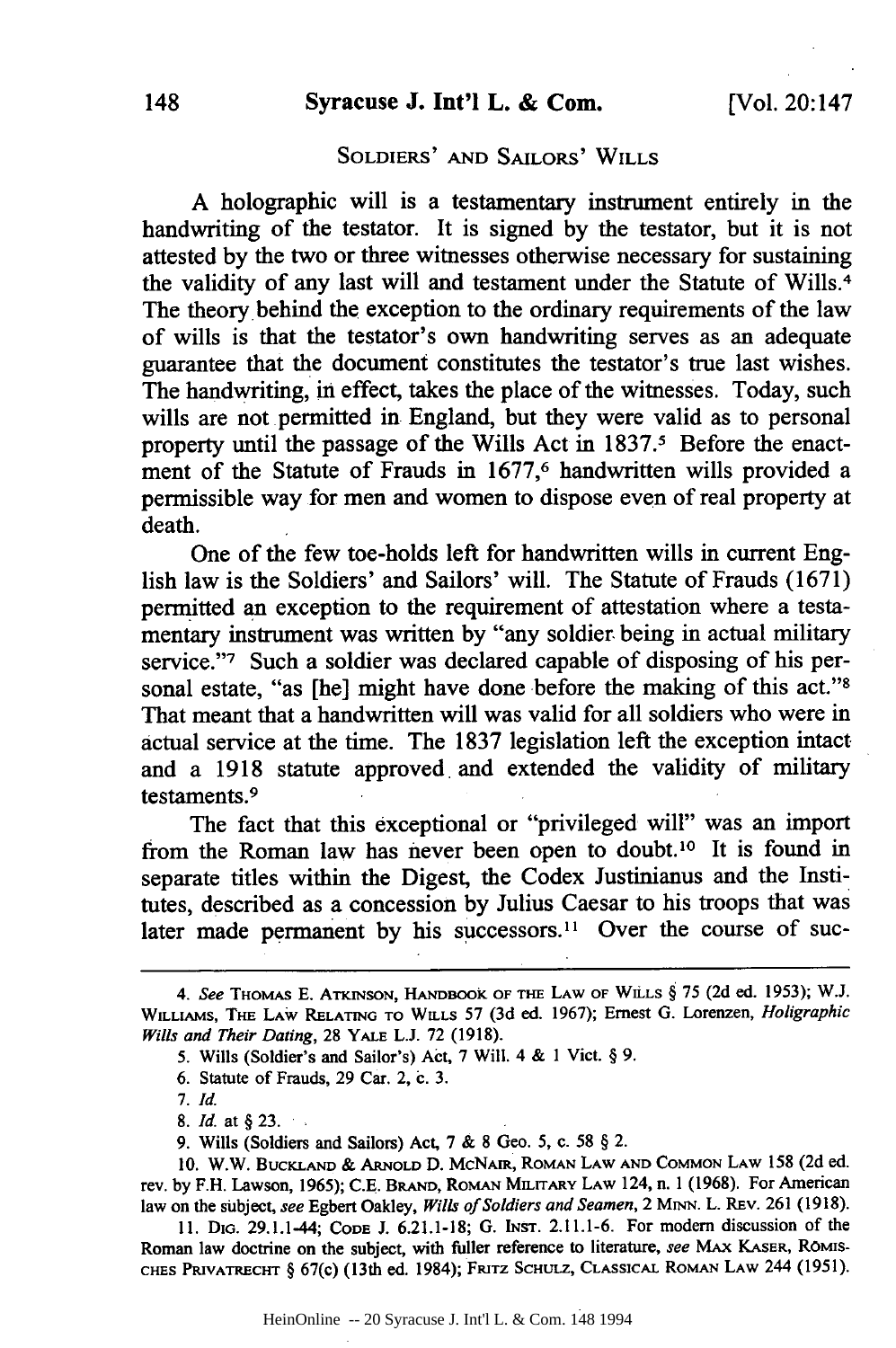## Soldiers' and Sailors' Wills

A holographic will is a testamentary instrument entirely in the handwriting of the testator. It is signed by the testator, but it is not attested by the two or three witnesses otherwise necessary for sustaining the validity of any last will and testament under the Statute of Wills.[4] The theory behind the exception to the ordinary requirements of the law of wills is that the testator's own handwriting serves as an adequate guarantee that the document constitutes the testator's true last wishes. The handwriting, in effect, takes the place of the witnesses. Today, such wills are not permitted in England, but they were valid as to personal property until the passage of the Wills Act in 1837.[5] Before the enactment of the Statute of Frauds in 1677,[6] handwritten wills provided a permissible way for men and women to dispose even of real property at death.

One of the few toe-holds left for handwritten wills in current English law is the Soldiers' and Sailors' will. The Statute of Frauds (1671) permitted an exception to the requirement of attestation where a testamentary instrument was written by "any soldier being in actual military service."[7] Such a soldier was declared capable of disposing of his personal estate, "as [he] might have done before the making of this act."[8] That meant that a handwritten will was valid for all soldiers who were in actual service at the time. The 1837 legislation left the exception intact and a 1918 statute approved and extended the validity of military testaments.[9]

The fact that this exceptional or "privileged will" was an import from the Roman law has never been open to doubt.[10] It is found in separate titles within the Digest, the Codex Justinianus and the Institutes, described as a concession by Julius Caesar to his troops that was later made permanent by his successors.[11] Over the course of suc-

---

4. *See* Thomas E. Atkinson, Handbook of the Law of Wills § 75 (2d ed. 1953); W.J. Williams, The Law Relating to Wills 57 (3d ed. 1967); Ernest G. Lorenzen, *Holigraphic Wills and Their Dating*, 28 Yale L.J. 72 (1918).

5. Wills (Soldier's and Sailor's) Act, 7 Will. 4 & 1 Vict. § 9.

6. Statute of Frauds, 29 Car. 2, c. 3.

7. *Id.*

8. *Id.* at § 23.

9. Wills (Soldiers and Sailors) Act, 7 & 8 Geo. 5, c. 58 § 2.

10. W.W. Buckland & Arnold D. McNair, Roman Law and Common Law 158 (2d ed. rev. by F.H. Lawson, 1965); C.E. Brand, Roman Military Law 124, n. 1 (1968). For American law on the subject, *see* Egbert Oakley, *Wills of Soldiers and Seamen*, 2 Minn. L. Rev. 261 (1918).

11. Dig. 29.1.1-44; Code J. 6.21.1-18; G. Inst. 2.11.1-6. For modern discussion of the Roman law doctrine on the subject, with fuller reference to literature, *see* Max Kaser, Römisches Privatrecht § 67(c) (13th ed. 1984); Fritz Schulz, Classical Roman Law 244 (1951).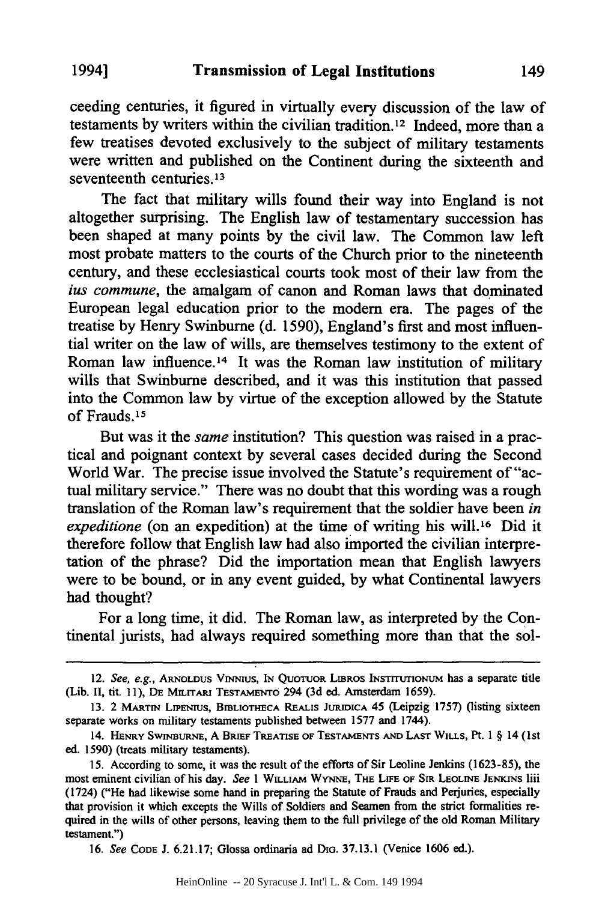ceeding centuries, it figured in virtually every discussion of the law of testaments by writers within the civilian tradition.[12] Indeed, more than a few treatises devoted exclusively to the subject of military testaments were written and published on the Continent during the sixteenth and seventeenth centuries.[13]

The fact that military wills found their way into England is not altogether surprising. The English law of testamentary succession has been shaped at many points by the civil law. The Common law left most probate matters to the courts of the Church prior to the nineteenth century, and these ecclesiastical courts took most of their law from the *ius commune*, the amalgam of canon and Roman laws that dominated European legal education prior to the modern era. The pages of the treatise by Henry Swinburne (d. 1590), England's first and most influential writer on the law of wills, are themselves testimony to the extent of Roman law influence.[14] It was the Roman law institution of military wills that Swinburne described, and it was this institution that passed into the Common law by virtue of the exception allowed by the Statute of Frauds.[15]

But was it the *same* institution? This question was raised in a practical and poignant context by several cases decided during the Second World War. The precise issue involved the Statute's requirement of "actual military service." There was no doubt that this wording was a rough translation of the Roman law's requirement that the soldier have been *in expeditione* (on an expedition) at the time of writing his will.[16] Did it therefore follow that English law had also imported the civilian interpretation of the phrase? Did the importation mean that English lawyers were to be bound, or in any event guided, by what Continental lawyers had thought?

For a long time, it did. The Roman law, as interpreted by the Continental jurists, had always required something more than that the sol-

---

12. *See, e.g.*, Arnoldus Vinnius, In Quotuor Libros Institutionum has a separate title (Lib. II, tit. 11), De Militari Testamento 294 (3d ed. Amsterdam 1659).

13. 2 Martin Lipenius, Bibliotheca Realis Juridica 45 (Leipzig 1757) (listing sixteen separate works on military testaments published between 1577 and 1744).

14. Henry Swinburne, A Brief Treatise of Testaments and Last Wills, Pt. 1 § 14 (1st ed. 1590) (treats military testaments).

15. According to some, it was the result of the efforts of Sir Leoline Jenkins (1623-85), the most eminent civilian of his day. *See* 1 William Wynne, The Life of Sir Leoline Jenkins liii (1724) ("He had likewise some hand in preparing the Statute of Frauds and Perjuries, especially that provision it which excepts the Wills of Soldiers and Seamen from the strict formalities required in the wills of other persons, leaving them to the full privilege of the old Roman Military testament.")

16. *See* Code J. 6.21.17; Glossa ordinaria ad Dig. 37.13.1 (Venice 1606 ed.).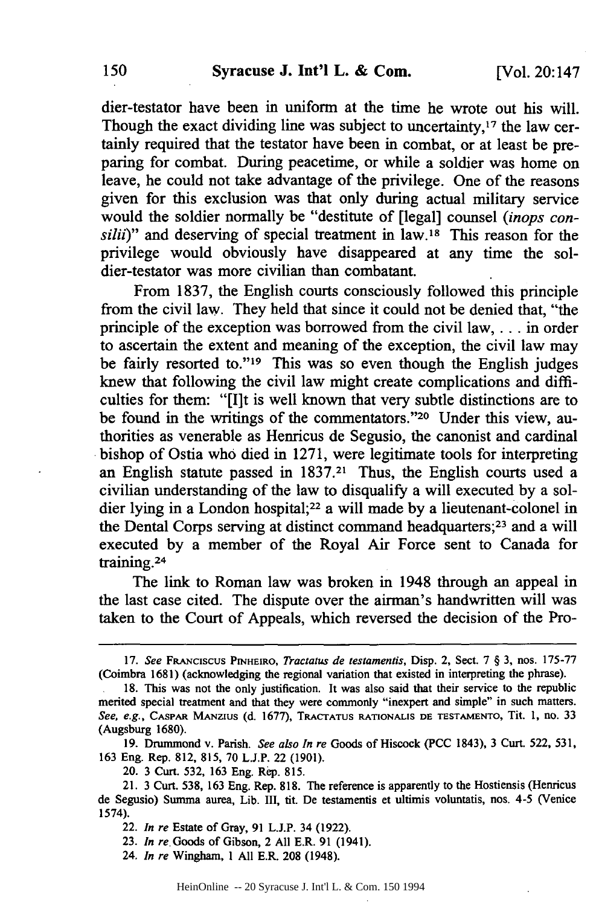dier-testator have been in uniform at the time he wrote out his will. Though the exact dividing line was subject to uncertainty,[17] the law certainly required that the testator have been in combat, or at least be preparing for combat. During peacetime, or while a soldier was home on leave, he could not take advantage of the privilege. One of the reasons given for this exclusion was that only during actual military service would the soldier normally be "destitute of [legal] counsel (*inops consilii*)" and deserving of special treatment in law.[18] This reason for the privilege would obviously have disappeared at any time the soldier-testator was more civilian than combatant.

From 1837, the English courts consciously followed this principle from the civil law. They held that since it could not be denied that, "the principle of the exception was borrowed from the civil law, . . . in order to ascertain the extent and meaning of the exception, the civil law may be fairly resorted to."[19] This was so even though the English judges knew that following the civil law might create complications and difficulties for them: "[I]t is well known that very subtle distinctions are to be found in the writings of the commentators."[20] Under this view, authorities as venerable as Henricus de Segusio, the canonist and cardinal bishop of Ostia who died in 1271, were legitimate tools for interpreting an English statute passed in 1837.[21] Thus, the English courts used a civilian understanding of the law to disqualify a will executed by a soldier lying in a London hospital;[22] a will made by a lieutenant-colonel in the Dental Corps serving at distinct command headquarters;[23] and a will executed by a member of the Royal Air Force sent to Canada for training.[24]

The link to Roman law was broken in 1948 through an appeal in the last case cited. The dispute over the airman's handwritten will was taken to the Court of Appeals, which reversed the decision of the Pro-

---

17. *See* FRANCISCUS PINHEIRO, *Tractatus de testamentis*, Disp. 2, Sect. 7 § 3, nos. 175-77 (Coimbra 1681) (acknowledging the regional variation that existed in interpreting the phrase).

18. This was not the only justification. It was also said that their service to the republic merited special treatment and that they were commonly "inexpert and simple" in such matters. *See, e.g.*, CASPAR MANZIUS (d. 1677), TRACTATUS RATIONALIS DE TESTAMENTO, Tit. 1, no. 33 (Augsburg 1680).

19. Drummond v. Parish. *See also In re* Goods of Hiscock (PCC 1843), 3 Curt. 522, 531, 163 Eng. Rep. 812, 815, 70 L.J.P. 22 (1901).

20. 3 Curt. 532, 163 Eng. Rep. 815.

21. 3 Curt. 538, 163 Eng. Rep. 818. The reference is apparently to the Hostiensis (Henricus de Segusio) Summa aurea, Lib. III, tit. De testamentis et ultimis voluntatis, nos. 4-5 (Venice 1574).

22. *In re* Estate of Gray, 91 L.J.P. 34 (1922).

23. *In re* Goods of Gibson, 2 All E.R. 91 (1941).

24. *In re* Wingham, 1 All E.R. 208 (1948).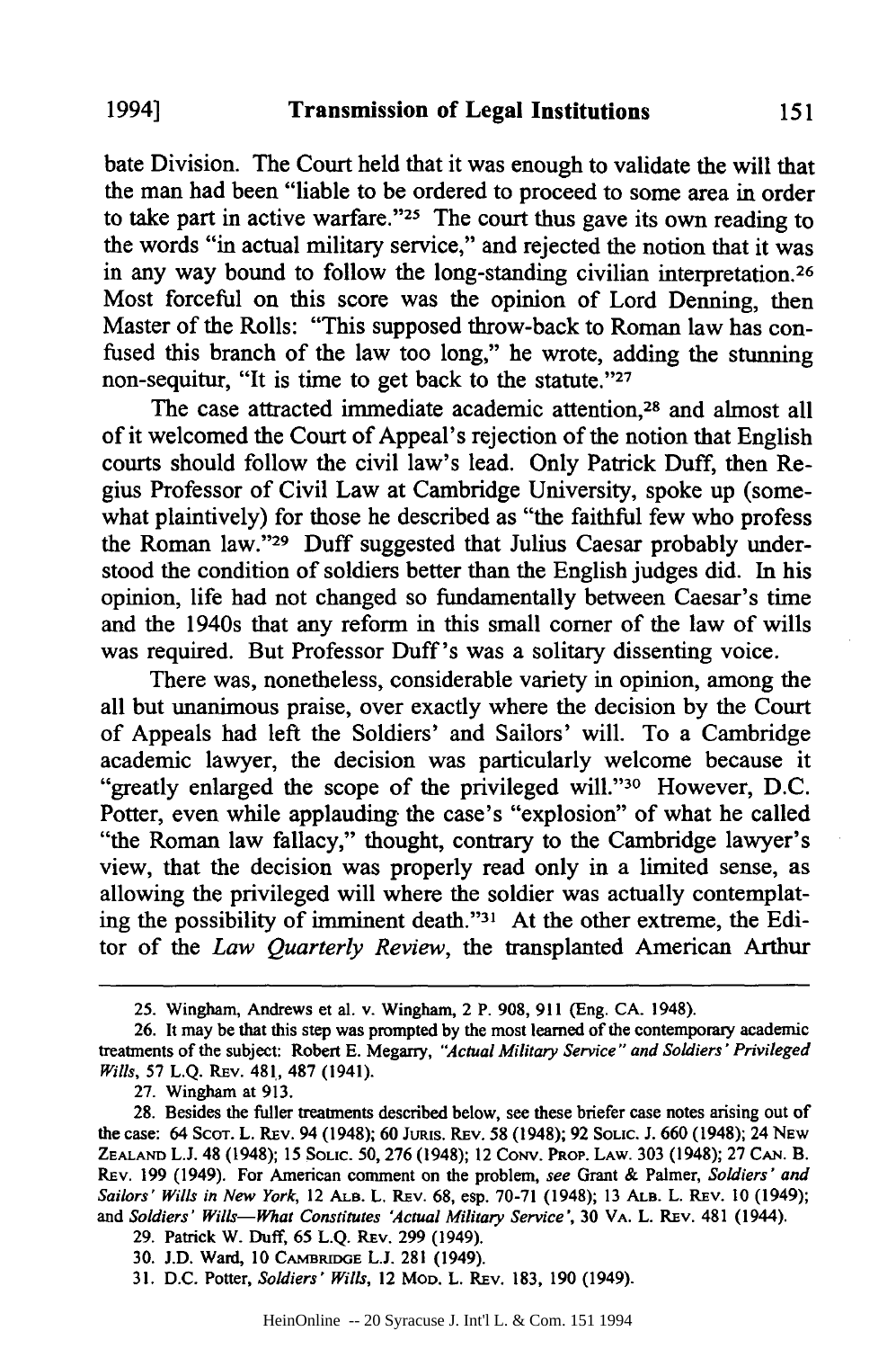bate Division. The Court held that it was enough to validate the will that the man had been "liable to be ordered to proceed to some area in order to take part in active warfare."[25] The court thus gave its own reading to the words "in actual military service," and rejected the notion that it was in any way bound to follow the long-standing civilian interpretation.[26] Most forceful on this score was the opinion of Lord Denning, then Master of the Rolls: "This supposed throw-back to Roman law has confused this branch of the law too long," he wrote, adding the stunning non-sequitur, "It is time to get back to the statute."[27]

The case attracted immediate academic attention,[28] and almost all of it welcomed the Court of Appeal's rejection of the notion that English courts should follow the civil law's lead. Only Patrick Duff, then Regius Professor of Civil Law at Cambridge University, spoke up (somewhat plaintively) for those he described as "the faithful few who profess the Roman law."[29] Duff suggested that Julius Caesar probably understood the condition of soldiers better than the English judges did. In his opinion, life had not changed so fundamentally between Caesar's time and the 1940s that any reform in this small corner of the law of wills was required. But Professor Duff's was a solitary dissenting voice.

There was, nonetheless, considerable variety in opinion, among the all but unanimous praise, over exactly where the decision by the Court of Appeals had left the Soldiers' and Sailors' will. To a Cambridge academic lawyer, the decision was particularly welcome because it "greatly enlarged the scope of the privileged will."[30] However, D.C. Potter, even while applauding the case's "explosion" of what he called "the Roman law fallacy," thought, contrary to the Cambridge lawyer's view, that the decision was properly read only in a limited sense, as allowing the privileged will where the soldier was actually contemplating the possibility of imminent death."[31] At the other extreme, the Editor of the *Law Quarterly Review*, the transplanted American Arthur

---

25. Wingham, Andrews et al. v. Wingham, 2 P. 908, 911 (Eng. CA. 1948).

26. It may be that this step was prompted by the most learned of the contemporary academic treatments of the subject: Robert E. Megarry, *"Actual Military Service" and Soldiers' Privileged Wills*, 57 L.Q. REV. 481, 487 (1941).

27. Wingham at 913.

28. Besides the fuller treatments described below, see these briefer case notes arising out of the case: 64 SCOT. L. REV. 94 (1948); 60 JURIS. REV. 58 (1948); 92 SOLIC. J. 660 (1948); 24 NEW ZEALAND L.J. 48 (1948); 15 SOLIC. 50, 276 (1948); 12 CONV. PROP. LAW. 303 (1948); 27 CAN. B. REV. 199 (1949). For American comment on the problem, *see* Grant & Palmer, *Soldiers' and Sailors' Wills in New York*, 12 ALB. L. REV. 68, esp. 70-71 (1948); 13 ALB. L. REV. 10 (1949); and *Soldiers' Wills—What Constitutes 'Actual Military Service'*, 30 VA. L. REV. 481 (1944).

29. Patrick W. Duff, 65 L.Q. REV. 299 (1949).

30. J.D. Ward, 10 CAMBRIDGE L.J. 281 (1949).

31. D.C. Potter, *Soldiers' Wills*, 12 MOD. L. REV. 183, 190 (1949).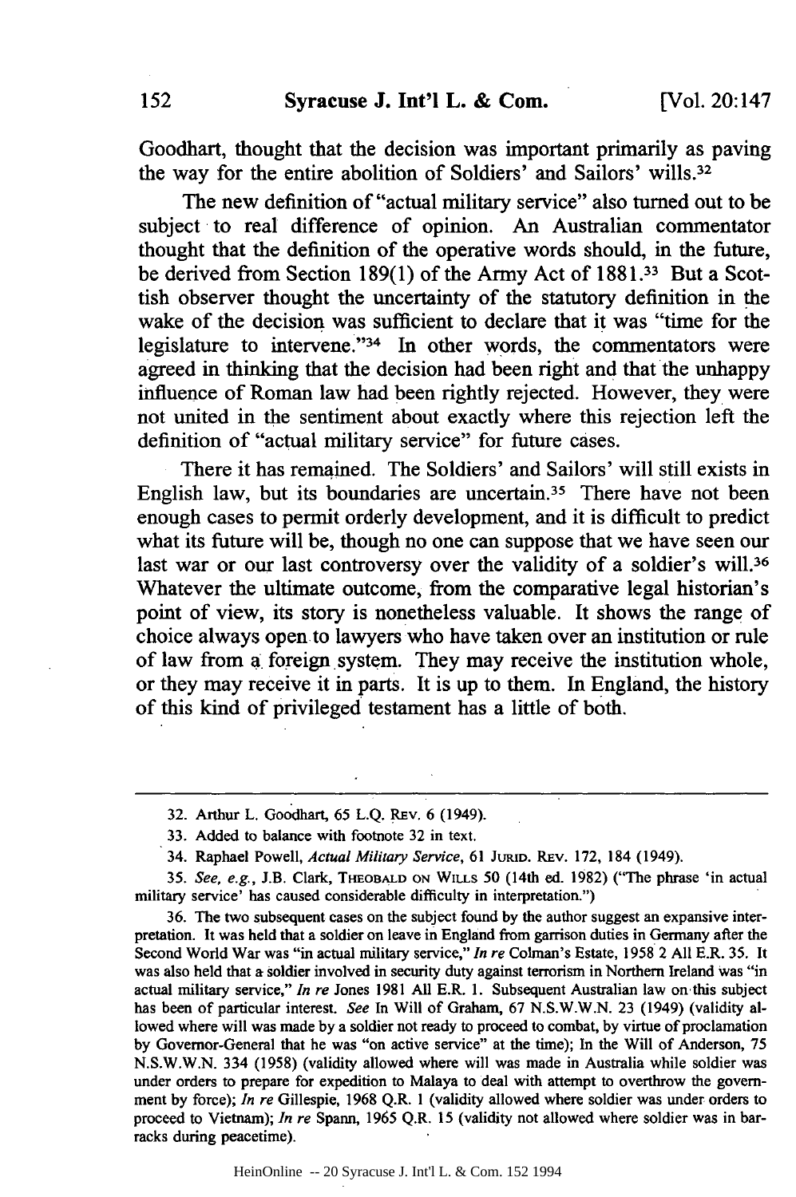Goodhart, thought that the decision was important primarily as paving the way for the entire abolition of Soldiers' and Sailors' wills.[32]

The new definition of "actual military service" also turned out to be subject to real difference of opinion. An Australian commentator thought that the definition of the operative words should, in the future, be derived from Section 189(1) of the Army Act of 1881.[33] But a Scottish observer thought the uncertainty of the statutory definition in the wake of the decision was sufficient to declare that it was "time for the legislature to intervene."[34] In other words, the commentators were agreed in thinking that the decision had been right and that the unhappy influence of Roman law had been rightly rejected. However, they were not united in the sentiment about exactly where this rejection left the definition of "actual military service" for future cases.

There it has remained. The Soldiers' and Sailors' will still exists in English law, but its boundaries are uncertain.[35] There have not been enough cases to permit orderly development, and it is difficult to predict what its future will be, though no one can suppose that we have seen our last war or our last controversy over the validity of a soldier's will.[36] Whatever the ultimate outcome, from the comparative legal historian's point of view, its story is nonetheless valuable. It shows the range of choice always open to lawyers who have taken over an institution or rule of law from a foreign system. They may receive the institution whole, or they may receive it in parts. It is up to them. In England, the history of this kind of privileged testament has a little of both.

---

32. Arthur L. Goodhart, 65 L.Q. Rev. 6 (1949).

33. Added to balance with footnote 32 in text.

34. Raphael Powell, *Actual Military Service*, 61 Jurid. Rev. 172, 184 (1949).

35. *See, e.g.*, J.B. Clark, Theobald on Wills 50 (14th ed. 1982) ("The phrase 'in actual military service' has caused considerable difficulty in interpretation.")

36. The two subsequent cases on the subject found by the author suggest an expansive interpretation. It was held that a soldier on leave in England from garrison duties in Germany after the Second World War was "in actual military service," *In re* Colman's Estate, 1958 2 All E.R. 35. It was also held that a soldier involved in security duty against terrorism in Northern Ireland was "in actual military service," *In re* Jones 1981 All E.R. 1. Subsequent Australian law on this subject has been of particular interest. *See* In Will of Graham, 67 N.S.W.W.N. 23 (1949) (validity allowed where will was made by a soldier not ready to proceed to combat, by virtue of proclamation by Governor-General that he was "on active service" at the time); In the Will of Anderson, 75 N.S.W.W.N. 334 (1958) (validity allowed where will was made in Australia while soldier was under orders to prepare for expedition to Malaya to deal with attempt to overthrow the government by force); *In re* Gillespie, 1968 Q.R. 1 (validity allowed where soldier was under orders to proceed to Vietnam); *In re* Spann, 1965 Q.R. 15 (validity not allowed where soldier was in barracks during peacetime).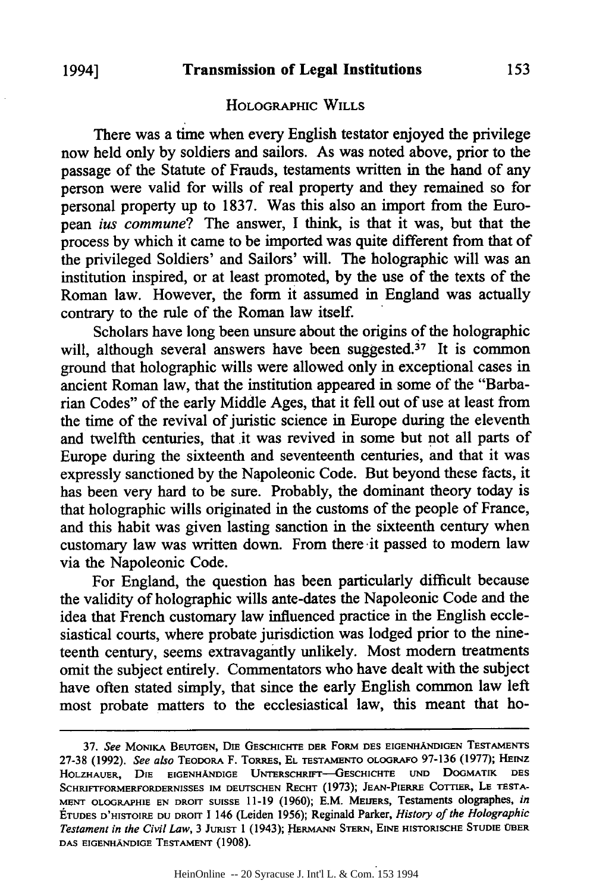## HOLOGRAPHIC WILLS

There was a time when every English testator enjoyed the privilege now held only by soldiers and sailors. As was noted above, prior to the passage of the Statute of Frauds, testaments written in the hand of any person were valid for wills of real property and they remained so for personal property up to 1837. Was this also an import from the European *ius commune*? The answer, I think, is that it was, but that the process by which it came to be imported was quite different from that of the privileged Soldiers' and Sailors' will. The holographic will was an institution inspired, or at least promoted, by the use of the texts of the Roman law. However, the form it assumed in England was actually contrary to the rule of the Roman law itself.

Scholars have long been unsure about the origins of the holographic will, although several answers have been suggested.[37] It is common ground that holographic wills were allowed only in exceptional cases in ancient Roman law, that the institution appeared in some of the "Barbarian Codes" of the early Middle Ages, that it fell out of use at least from the time of the revival of juristic science in Europe during the eleventh and twelfth centuries, that it was revived in some but not all parts of Europe during the sixteenth and seventeenth centuries, and that it was expressly sanctioned by the Napoleonic Code. But beyond these facts, it has been very hard to be sure. Probably, the dominant theory today is that holographic wills originated in the customs of the people of France, and this habit was given lasting sanction in the sixteenth century when customary law was written down. From there it passed to modern law via the Napoleonic Code.

For England, the question has been particularly difficult because the validity of holographic wills ante-dates the Napoleonic Code and the idea that French customary law influenced practice in the English ecclesiastical courts, where probate jurisdiction was lodged prior to the nineteenth century, seems extravagantly unlikely. Most modern treatments omit the subject entirely. Commentators who have dealt with the subject have often stated simply, that since the early English common law left most probate matters to the ecclesiastical law, this meant that ho-

---

37. *See* MONIKA BEUTGEN, DIE GESCHICHTE DER FORM DES EIGENHÄNDIGEN TESTAMENTS 27-38 (1992). *See also* TEODORA F. TORRES, EL TESTAMENTO OLOGRAFO 97-136 (1977); HEINZ HOLZHAUER, DIE EIGENHÄNDIGE UNTERSCHRIFT—GESCHICHTE UND DOGMATIK DES SCHRIFTFORMERFORDERNISSES IM DEUTSCHEN RECHT (1973); JEAN-PIERRE COTTIER, LE TESTAMENT OLOGRAPHIE EN DROIT SUISSE 11-19 (1960); E.M. MEIJERS, Testaments olographes, *in* ÉTUDES D'HISTOIRE DU DROIT I 146 (Leiden 1956); Reginald Parker, *History of the Holographic Testament in the Civil Law*, 3 JURIST 1 (1943); HERMANN STERN, EINE HISTORISCHE STUDIE ÜBER DAS EIGENHÄNDIGE TESTAMENT (1908).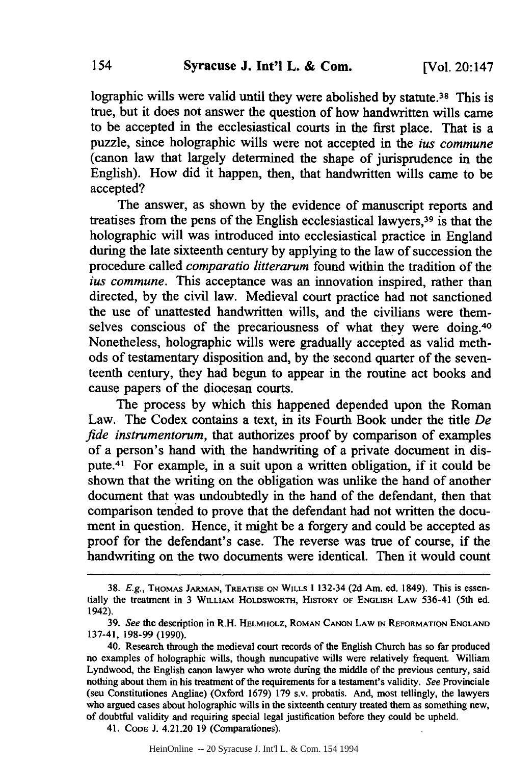lographic wills were valid until they were abolished by statute.[38] This is true, but it does not answer the question of how handwritten wills came to be accepted in the ecclesiastical courts in the first place. That is a puzzle, since holographic wills were not accepted in the *ius commune* (canon law that largely determined the shape of jurisprudence in the English). How did it happen, then, that handwritten wills came to be accepted?

The answer, as shown by the evidence of manuscript reports and treatises from the pens of the English ecclesiastical lawyers,[39] is that the holographic will was introduced into ecclesiastical practice in England during the late sixteenth century by applying to the law of succession the procedure called *comparatio litterarum* found within the tradition of the *ius commune*. This acceptance was an innovation inspired, rather than directed, by the civil law. Medieval court practice had not sanctioned the use of unattested handwritten wills, and the civilians were themselves conscious of the precariousness of what they were doing.[40] Nonetheless, holographic wills were gradually accepted as valid methods of testamentary disposition and, by the second quarter of the seventeenth century, they had begun to appear in the routine act books and cause papers of the diocesan courts.

The process by which this happened depended upon the Roman Law. The Codex contains a text, in its Fourth Book under the title *De fide instrumentorum*, that authorizes proof by comparison of examples of a person's hand with the handwriting of a private document in dispute.[41] For example, in a suit upon a written obligation, if it could be shown that the writing on the obligation was unlike the hand of another document that was undoubtedly in the hand of the defendant, then that comparison tended to prove that the defendant had not written the document in question. Hence, it might be a forgery and could be accepted as proof for the defendant's case. The reverse was true of course, if the handwriting on the two documents were identical. Then it would count

---

38. *E.g.*, THOMAS JARMAN, TREATISE ON WILLS I 132-34 (2d Am. ed. 1849). This is essentially the treatment in 3 WILLIAM HOLDSWORTH, HISTORY OF ENGLISH LAW 536-41 (5th ed. 1942).

39. *See* the description in R.H. HELMHOLZ, ROMAN CANON LAW IN REFORMATION ENGLAND 137-41, 198-99 (1990).

40. Research through the medieval court records of the English Church has so far produced no examples of holographic wills, though nuncupative wills were relatively frequent. William Lyndwood, the English canon lawyer who wrote during the middle of the previous century, said nothing about them in his treatment of the requirements for a testament's validity. *See* Provinciale (seu Constitutiones Angliae) (Oxford 1679) 179 s.v. probatis. And, most tellingly, the lawyers who argued cases about holographic wills in the sixteenth century treated them as something new, of doubtful validity and requiring special legal justification before they could be upheld.

41. CODE J. 4.21.20 19 (Comparationes).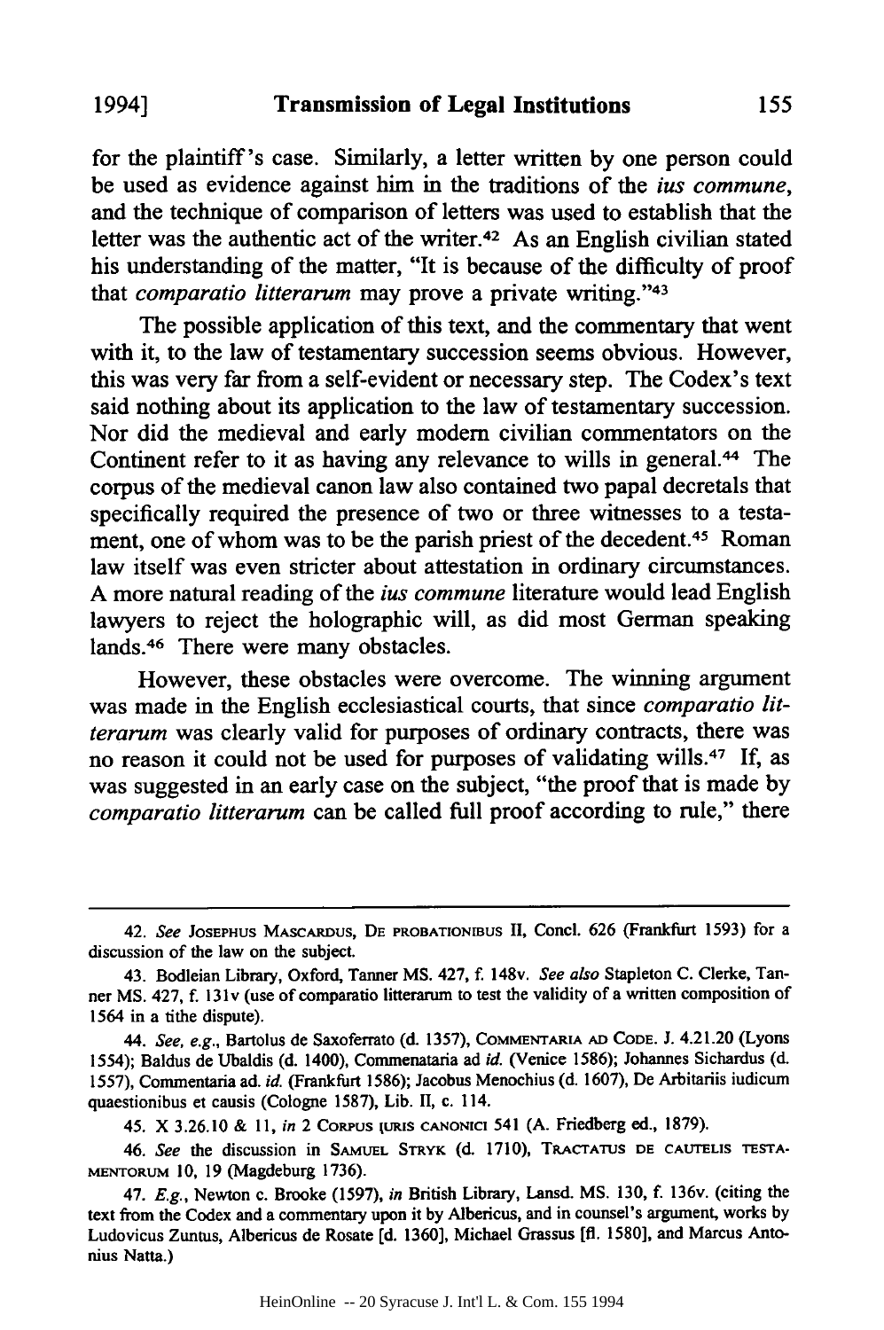for the plaintiff's case. Similarly, a letter written by one person could be used as evidence against him in the traditions of the *ius commune*, and the technique of comparison of letters was used to establish that the letter was the authentic act of the writer.[42] As an English civilian stated his understanding of the matter, "It is because of the difficulty of proof that *comparatio litterarum* may prove a private writing."[43]

The possible application of this text, and the commentary that went with it, to the law of testamentary succession seems obvious. However, this was very far from a self-evident or necessary step. The Codex's text said nothing about its application to the law of testamentary succession. Nor did the medieval and early modern civilian commentators on the Continent refer to it as having any relevance to wills in general.[44] The corpus of the medieval canon law also contained two papal decretals that specifically required the presence of two or three witnesses to a testament, one of whom was to be the parish priest of the decedent.[45] Roman law itself was even stricter about attestation in ordinary circumstances. A more natural reading of the *ius commune* literature would lead English lawyers to reject the holographic will, as did most German speaking lands.[46] There were many obstacles.

However, these obstacles were overcome. The winning argument was made in the English ecclesiastical courts, that since *comparatio litterarum* was clearly valid for purposes of ordinary contracts, there was no reason it could not be used for purposes of validating wills.[47] If, as was suggested in an early case on the subject, "the proof that is made by *comparatio litterarum* can be called full proof according to rule," there

---

42. *See* JOSEPHUS MASCARDUS, DE PROBATIONIBUS II, Concl. 626 (Frankfurt 1593) for a discussion of the law on the subject.

43. Bodleian Library, Oxford, Tanner MS. 427, f. 148v. *See also* Stapleton C. Clerke, Tanner MS. 427, f. 131v (use of comparatio litterarum to test the validity of a written composition of 1564 in a tithe dispute).

44. *See, e.g.*, Bartolus de Saxoferrato (d. 1357), COMMENTARIA AD CODE. J. 4.21.20 (Lyons 1554); Baldus de Ubaldis (d. 1400), Commenataria ad *id.* (Venice 1586); Johannes Sichardus (d. 1557), Commentaria ad. *id.* (Frankfurt 1586); Jacobus Menochius (d. 1607), De Arbitariis iudicum quaestionibus et causis (Cologne 1587), Lib. II, c. 114.

45. X 3.26.10 & 11, *in* 2 CORPUS IURIS CANONICI 541 (A. Friedberg ed., 1879).

46. *See* the discussion in SAMUEL STRYK (d. 1710), TRACTATUS DE CAUTELIS TESTAMENTORUM 10, 19 (Magdeburg 1736).

47. *E.g.*, Newton c. Brooke (1597), *in* British Library, Lansd. MS. 130, f. 136v. (citing the text from the Codex and a commentary upon it by Albericus, and in counsel's argument, works by Ludovicus Zuntus, Albericus de Rosate [d. 1360], Michael Grassus [fl. 1580], and Marcus Antonius Natta.)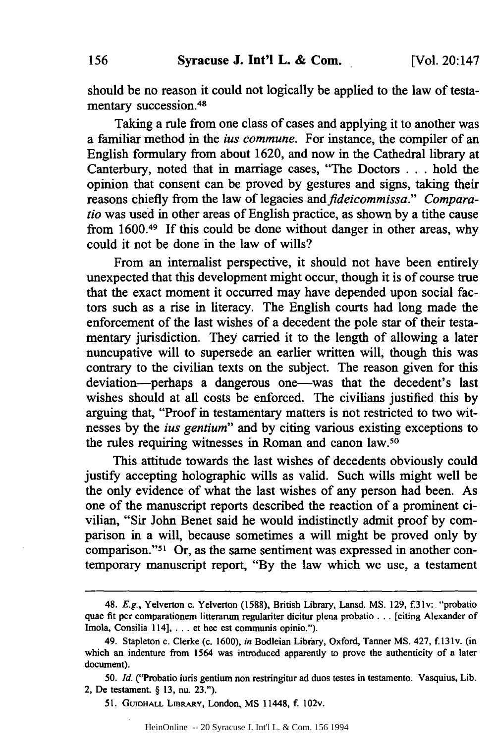should be no reason it could not logically be applied to the law of testamentary succession.[48]

Taking a rule from one class of cases and applying it to another was a familiar method in the *ius commune*. For instance, the compiler of an English formulary from about 1620, and now in the Cathedral library at Canterbury, noted that in marriage cases, "The Doctors . . . hold the opinion that consent can be proved by gestures and signs, taking their reasons chiefly from the law of legacies and *fideicommissa*." *Comparatio* was used in other areas of English practice, as shown by a tithe cause from 1600.[49] If this could be done without danger in other areas, why could it not be done in the law of wills?

From an internalist perspective, it should not have been entirely unexpected that this development might occur, though it is of course true that the exact moment it occurred may have depended upon social factors such as a rise in literacy. The English courts had long made the enforcement of the last wishes of a decedent the pole star of their testamentary jurisdiction. They carried it to the length of allowing a later nuncupative will to supersede an earlier written will, though this was contrary to the civilian texts on the subject. The reason given for this deviation—perhaps a dangerous one—was that the decedent's last wishes should at all costs be enforced. The civilians justified this by arguing that, "Proof in testamentary matters is not restricted to two witnesses by the *ius gentium*" and by citing various existing exceptions to the rules requiring witnesses in Roman and canon law.[50]

This attitude towards the last wishes of decedents obviously could justify accepting holographic wills as valid. Such wills might well be the only evidence of what the last wishes of any person had been. As one of the manuscript reports described the reaction of a prominent civilian, "Sir John Benet said he would indistinctly admit proof by comparison in a will, because sometimes a will might be proved only by comparison."[51] Or, as the same sentiment was expressed in another contemporary manuscript report, "By the law which we use, a testament

---

48. *E.g.*, Yelverton c. Yelverton (1588), British Library, Lansd. MS. 129, f.31v: "probatio quae fit per comparationem litterarum regulariter dicitur plena probatio . . . [citing Alexander of Imola, Consilia 114], . . . et hec est communis opinio.").

49. Stapleton c. Clerke (c. 1600), *in* Bodleian Library, Oxford, Tanner MS. 427, f.131v. (in which an indenture from 1564 was introduced apparently to prove the authenticity of a later document).

50. *Id.* ("Probatio iuris gentium non restringitur ad duos testes in testamento. Vasquius, Lib. 2, De testament. § 13, nu. 23.").

51. GUIDHALL LIBRARY, London, MS 11448, f. 102v.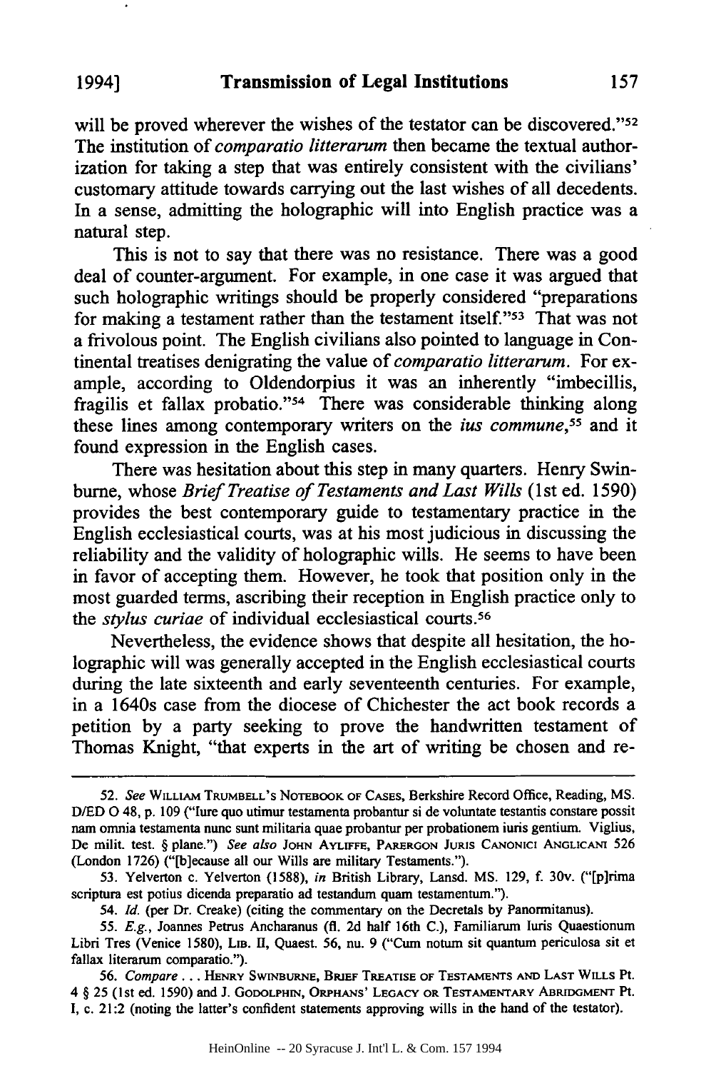will be proved wherever the wishes of the testator can be discovered."[52] The institution of *comparatio litterarum* then became the textual authorization for taking a step that was entirely consistent with the civilians' customary attitude towards carrying out the last wishes of all decedents. In a sense, admitting the holographic will into English practice was a natural step.

This is not to say that there was no resistance. There was a good deal of counter-argument. For example, in one case it was argued that such holographic writings should be properly considered "preparations for making a testament rather than the testament itself."[53] That was not a frivolous point. The English civilians also pointed to language in Continental treatises denigrating the value of *comparatio litterarum*. For example, according to Oldendorpius it was an inherently "imbecillis, fragilis et fallax probatio."[54] There was considerable thinking along these lines among contemporary writers on the *ius commune*,[55] and it found expression in the English cases.

There was hesitation about this step in many quarters. Henry Swinburne, whose *Brief Treatise of Testaments and Last Wills* (1st ed. 1590) provides the best contemporary guide to testamentary practice in the English ecclesiastical courts, was at his most judicious in discussing the reliability and the validity of holographic wills. He seems to have been in favor of accepting them. However, he took that position only in the most guarded terms, ascribing their reception in English practice only to the *stylus curiae* of individual ecclesiastical courts.[56]

Nevertheless, the evidence shows that despite all hesitation, the holographic will was generally accepted in the English ecclesiastical courts during the late sixteenth and early seventeenth centuries. For example, in a 1640s case from the diocese of Chichester the act book records a petition by a party seeking to prove the handwritten testament of Thomas Knight, "that experts in the art of writing be chosen and re-

---

52. *See* William Trumbell's Notebook of Cases, Berkshire Record Office, Reading, MS. D/ED O 48, p. 109 ("Iure quo utimur testamenta probantur si de voluntate testantis constare possit nam omnia testamenta nunc sunt militaria quae probantur per probationem iuris gentium. Viglius, De milit. test. § plane.") *See also* John Ayliffe, Parergon Juris Canonici Anglicani 526 (London 1726) ("[b]ecause all our Wills are military Testaments.").

53. Yelverton c. Yelverton (1588), *in* British Library, Lansd. MS. 129, f. 30v. ("[p]rima scriptura est potius dicenda preparatio ad testandum quam testamentum.").

54. *Id.* (per Dr. Creake) (citing the commentary on the Decretals by Panormitanus).

55. *E.g.*, Joannes Petrus Ancharanus (fl. 2d half 16th C.), Familiarum Iuris Quaestionum Libri Tres (Venice 1580), Lib. II, Quaest. 56, nu. 9 ("Cum notum sit quantum periculosa sit et fallax literarum comparatio.").

56. *Compare* . . . Henry Swinburne, Brief Treatise of Testaments and Last Wills Pt. 4 § 25 (1st ed. 1590) and J. Godolphin, Orphans' Legacy or Testamentary Abridgment Pt. I, c. 21:2 (noting the latter's confident statements approving wills in the hand of the testator).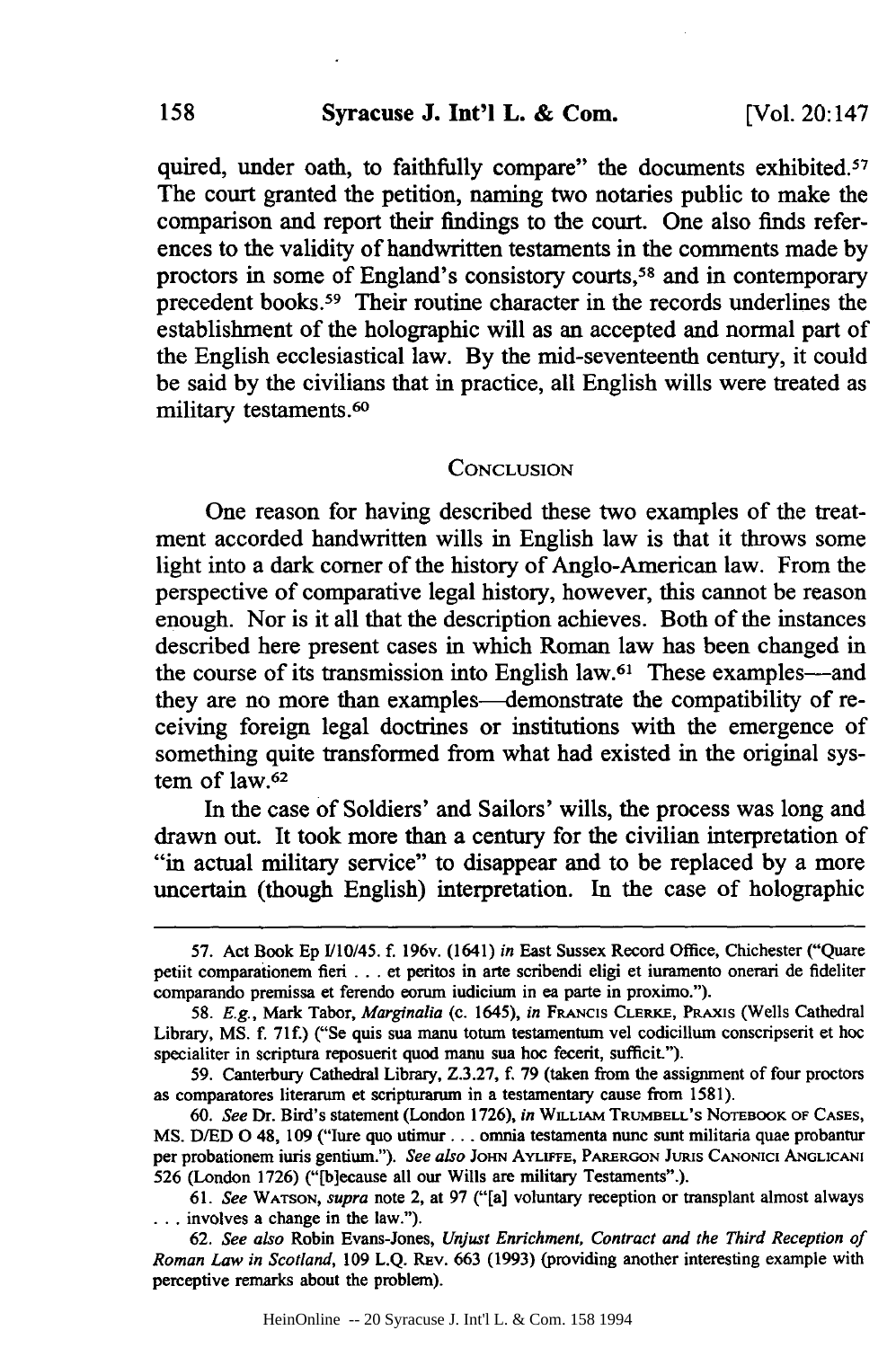quired, under oath, to faithfully compare" the documents exhibited.[57] The court granted the petition, naming two notaries public to make the comparison and report their findings to the court. One also finds references to the validity of handwritten testaments in the comments made by proctors in some of England's consistory courts,[58] and in contemporary precedent books.[59] Their routine character in the records underlines the establishment of the holographic will as an accepted and normal part of the English ecclesiastical law. By the mid-seventeenth century, it could be said by the civilians that in practice, all English wills were treated as military testaments.[60]

## CONCLUSION

One reason for having described these two examples of the treatment accorded handwritten wills in English law is that it throws some light into a dark corner of the history of Anglo-American law. From the perspective of comparative legal history, however, this cannot be reason enough. Nor is it all that the description achieves. Both of the instances described here present cases in which Roman law has been changed in the course of its transmission into English law.[61] These examples—and they are no more than examples—demonstrate the compatibility of receiving foreign legal doctrines or institutions with the emergence of something quite transformed from what had existed in the original system of law.[62]

In the case of Soldiers' and Sailors' wills, the process was long and drawn out. It took more than a century for the civilian interpretation of "in actual military service" to disappear and to be replaced by a more uncertain (though English) interpretation. In the case of holographic

---

57. Act Book Ep I/10/45. f. 196v. (1641) *in* East Sussex Record Office, Chichester ("Quare petiit comparationem fieri . . . et peritos in arte scribendi eligi et iuramento onerari de fideliter comparando premissa et ferendo eorum iudicium in ea parte in proximo.").

58. *E.g.*, Mark Tabor, *Marginalia* (c. 1645), *in* FRANCIS CLERKE, PRAXIS (Wells Cathedral Library, MS. f. 71f.) ("Se quis sua manu totum testamentum vel codicillum conscripserit et hoc specialiter in scriptura reposuerit quod manu sua hoc fecerit, sufficit.").

59. Canterbury Cathedral Library, Z.3.27, f. 79 (taken from the assignment of four proctors as comparatores literarum et scripturarum in a testamentary cause from 1581).

60. *See* Dr. Bird's statement (London 1726), *in* WILLIAM TRUMBELL'S NOTEBOOK OF CASES, MS. D/ED O 48, 109 ("Iure quo utimur . . . omnia testamenta nunc sunt militaria quae probantur per probationem iuris gentium."). *See also* JOHN AYLIFFE, PARERGON JURIS CANONICI ANGLICANI 526 (London 1726) ("[b]ecause all our Wills are military Testaments".).

61. *See* WATSON, *supra* note 2, at 97 ("[a] voluntary reception or transplant almost always . . . involves a change in the law.").

62. *See also* Robin Evans-Jones, *Unjust Enrichment, Contract and the Third Reception of Roman Law in Scotland*, 109 L.Q. REV. 663 (1993) (providing another interesting example with perceptive remarks about the problem).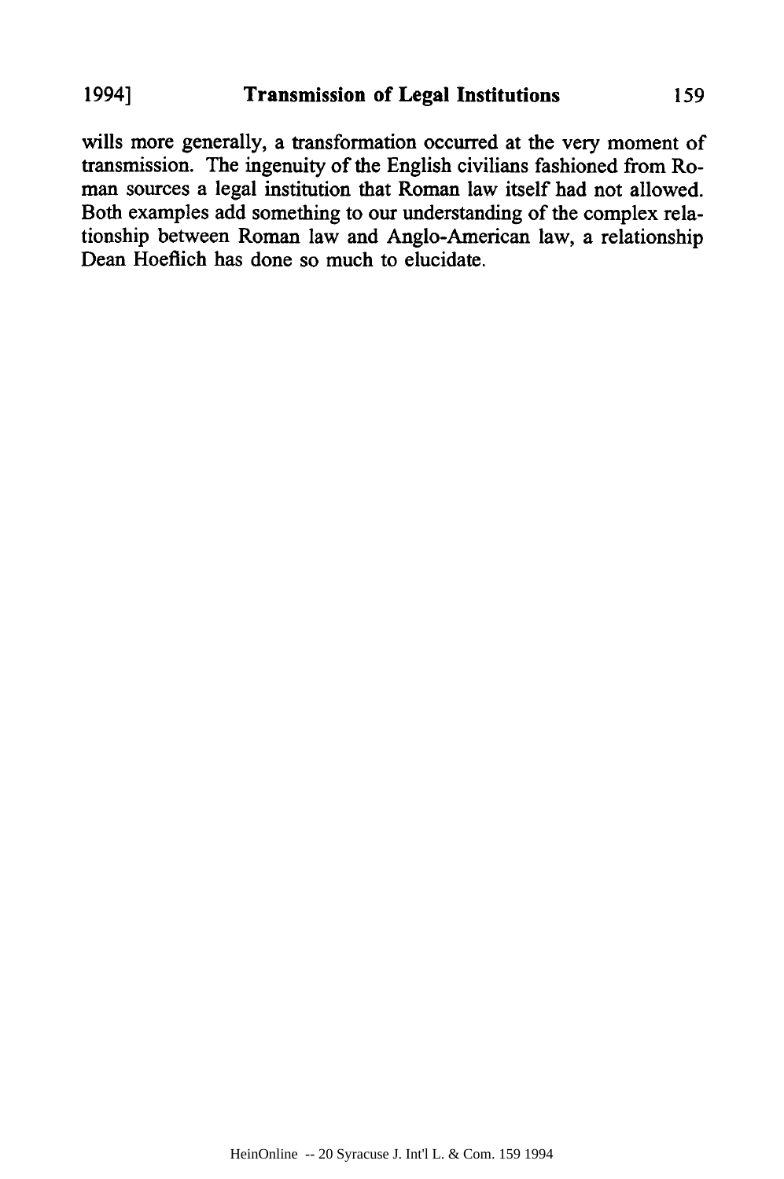wills more generally, a transformation occurred at the very moment of transmission. The ingenuity of the English civilians fashioned from Roman sources a legal institution that Roman law itself had not allowed. Both examples add something to our understanding of the complex relationship between Roman law and Anglo-American law, a relationship Dean Hoeflich has done so much to elucidate.